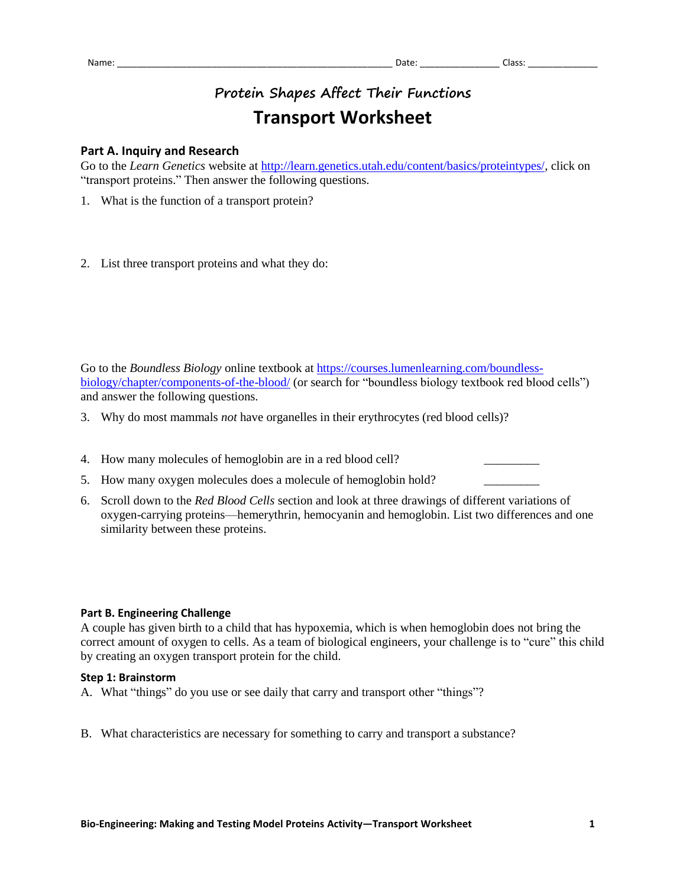Name: ______________________________________________________ Date: _______________ Class: ______________

## *Protein Shapes Affect Their Functions*

# Transport Worksheet

### Part A. Inquiry and Research

Go to the *Learn Genetics* website at [http://learn.genetics.utah.edu/content/basics/proteintypes/](http://learn.genetics.utah.edu/content/basics/proteintypes/), click on "transport proteins." Then answer the following questions.

1. What is the function of a transport protein?

2. List three transport proteins and what they do:

Go to the *Boundless Biology* online textbook at [https://courses.lumenlearning.com/boundless-biology/chapter/components-of-the-blood/](https://courses.lumenlearning.com/boundless-biology/chapter/components-of-the-blood/) (or search for "boundless biology textbook red blood cells") and answer the following questions.

3. Why do most mammals *not* have organelles in their erythrocytes (red blood cells)?

4. How many molecules of hemoglobin are in a red blood cell? _________

5. How many oxygen molecules does a molecule of hemoglobin hold? _________

6. Scroll down to the *Red Blood Cells* section and look at three drawings of different variations of oxygen-carrying proteins—hemerythrin, hemocyanin and hemoglobin. List two differences and one similarity between these proteins.

### Part B. Engineering Challenge

A couple has given birth to a child that has hypoxemia, which is when hemoglobin does not bring the correct amount of oxygen to cells. As a team of biological engineers, your challenge is to "cure" this child by creating an oxygen transport protein for the child.

#### Step 1: Brainstorm

A. What "things" do you use or see daily that carry and transport other "things"?

B. What characteristics are necessary for something to carry and transport a substance?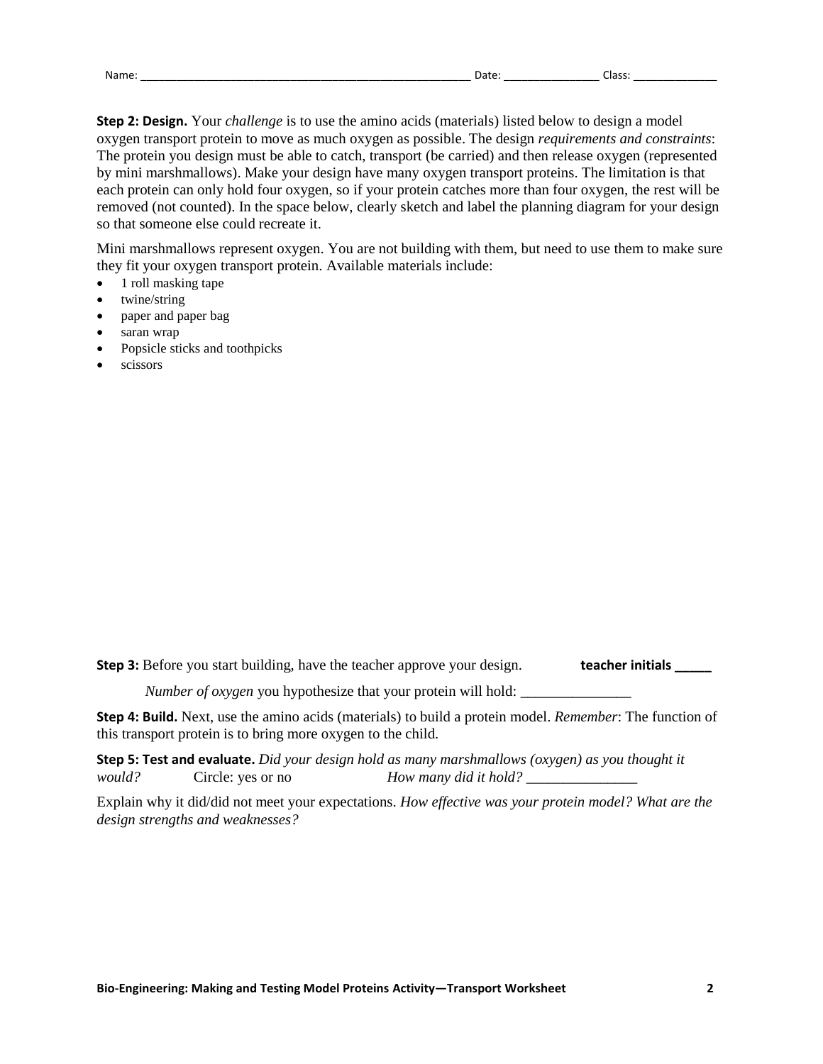Name: _______________________________________________________ Date: _______________ Class: ______________

**Step 2: Design.** Your *challenge* is to use the amino acids (materials) listed below to design a model oxygen transport protein to move as much oxygen as possible. The design *requirements and constraints*: The protein you design must be able to catch, transport (be carried) and then release oxygen (represented by mini marshmallows). Make your design have many oxygen transport proteins. The limitation is that each protein can only hold four oxygen, so if your protein catches more than four oxygen, the rest will be removed (not counted). In the space below, clearly sketch and label the planning diagram for your design so that someone else could recreate it.

Mini marshmallows represent oxygen. You are not building with them, but need to use them to make sure they fit your oxygen transport protein. Available materials include:

- 1 roll masking tape
- twine/string
- paper and paper bag
- saran wrap
- Popsicle sticks and toothpicks
- scissors

**Step 3:** Before you start building, have the teacher approve your design. **teacher initials _____**

*Number of oxygen* you hypothesize that your protein will hold: _______________

**Step 4: Build.** Next, use the amino acids (materials) to build a protein model. *Remember*: The function of this transport protein is to bring more oxygen to the child.

**Step 5: Test and evaluate.** *Did your design hold as many marshmallows (oxygen) as you thought it would?* Circle: yes or no *How many did it hold?* _______________

Explain why it did/did not meet your expectations. *How effective was your protein model? What are the design strengths and weaknesses?*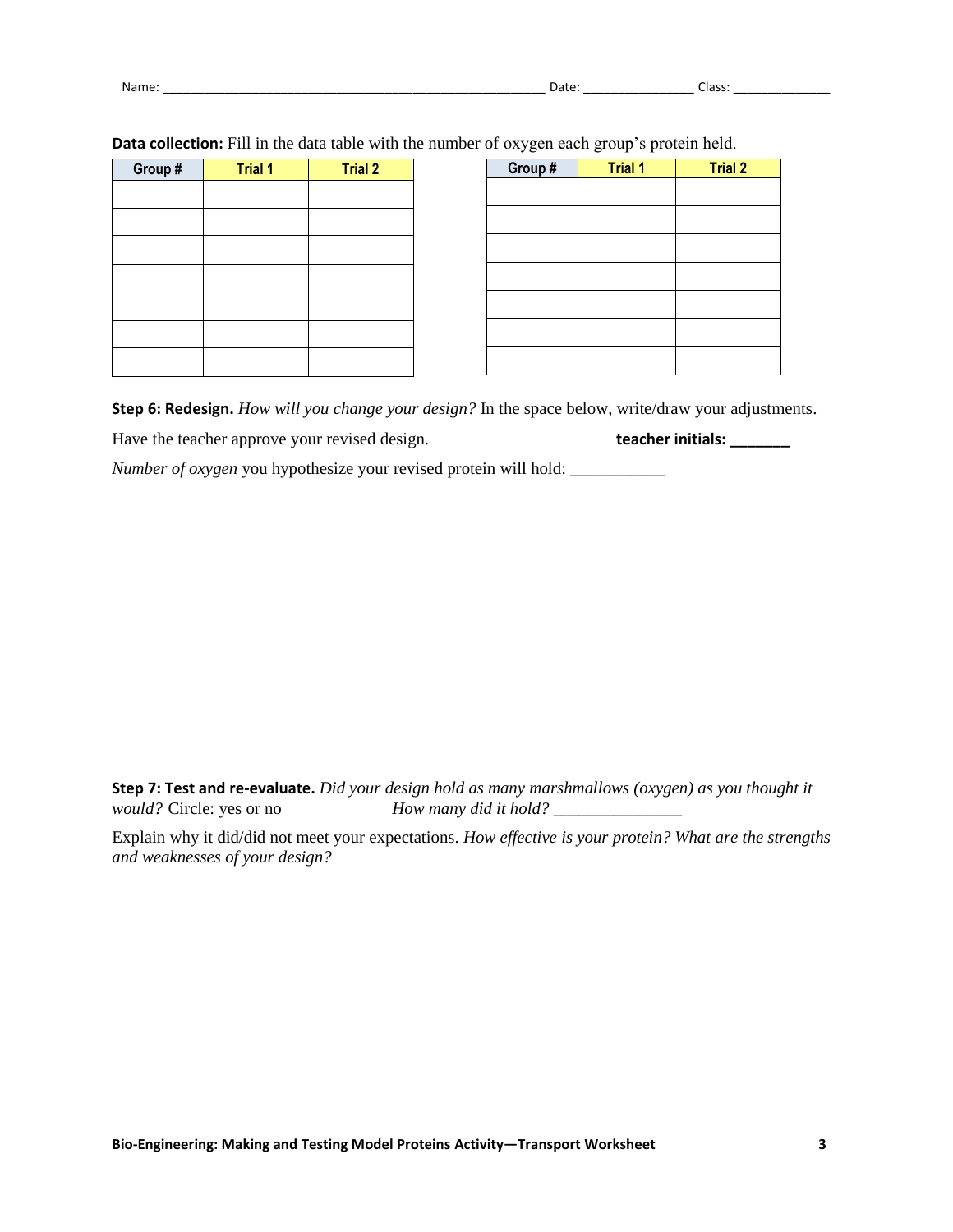Name: ____________________________________________________ Date: _______________ Class: ______________

**Data collection:** Fill in the data table with the number of oxygen each group's protein held.

| Group # | Trial 1 | Trial 2 |
|---|---|---|
| | | |
| | | |
| | | |
| | | |
| | | |
| | | |
| | | |

| Group # | Trial 1 | Trial 2 |
|---|---|---|
| | | |
| | | |
| | | |
| | | |
| | | |
| | | |
| | | |

**Step 6: Redesign.** *How will you change your design?* In the space below, write/draw your adjustments.

Have the teacher approve your revised design. **teacher initials: _______**

*Number of oxygen* you hypothesize your revised protein will hold: ___________

**Step 7: Test and re-evaluate.** *Did your design hold as many marshmallows (oxygen) as you thought it would?* Circle: yes or no *How many did it hold?* _______________

Explain why it did/did not meet your expectations. *How effective is your protein? What are the strengths and weaknesses of your design?*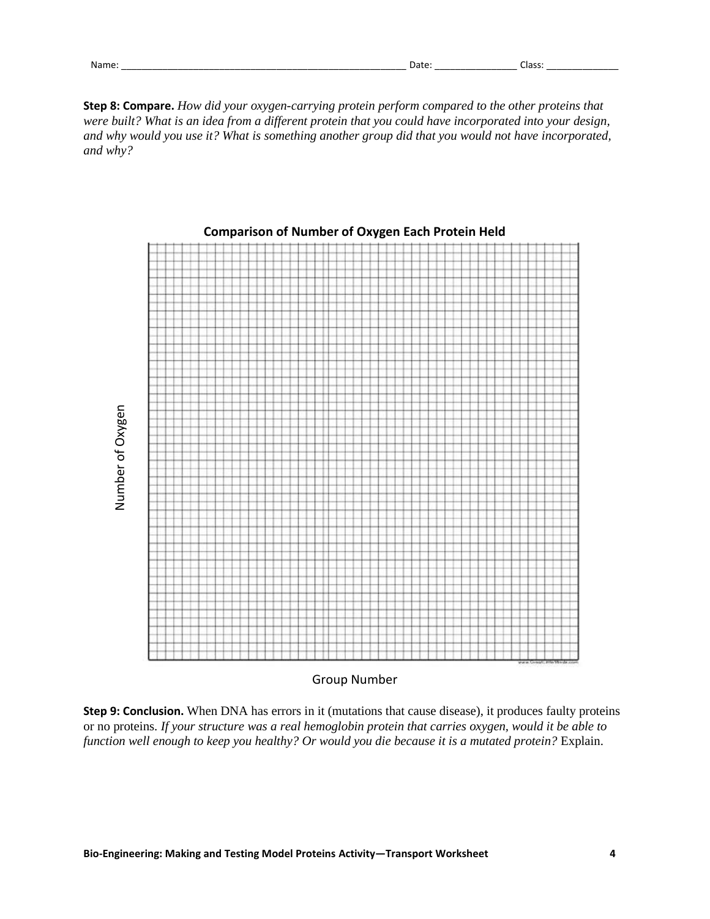Name: ______________________________________________________ Date: _______________ Class: _____________

**Step 8: Compare.** *How did your oxygen-carrying protein perform compared to the other proteins that were built? What is an idea from a different protein that you could have incorporated into your design, and why would you use it? What is something another group did that you would not have incorporated, and why?*

**Comparison of Number of Oxygen Each Protein Held**

Number of Oxygen

Group Number

**Step 9: Conclusion.** When DNA has errors in it (mutations that cause disease), it produces faulty proteins or no proteins. *If your structure was a real hemoglobin protein that carries oxygen, would it be able to function well enough to keep you healthy? Or would you die because it is a mutated protein?* Explain.